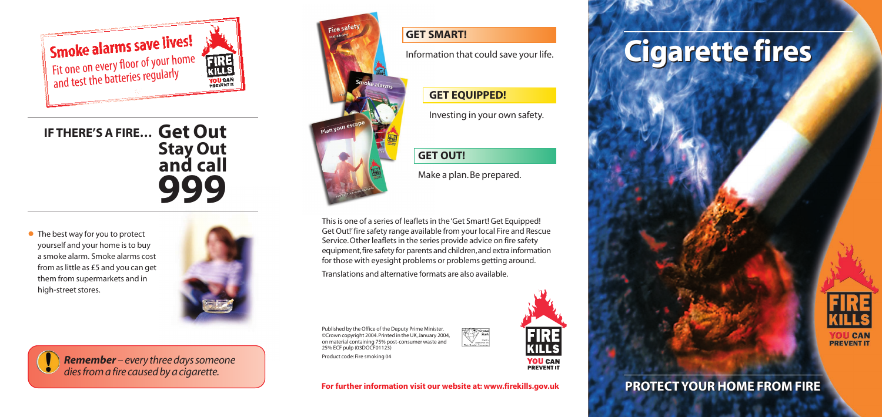**Smoke alarms save lives!**
Fit one on every floor of your home and test the batteries regularly

## IF THERE'S A FIRE… Get Out Stay Out and call 999

- The best way for you to protect yourself and your home is to buy a smoke alarm. Smoke alarms cost from as little as £5 and you can get them from supermarkets and in high-street stores.

***Remember** – every three days someone dies from a fire caused by a cigarette.*

### GET SMART!

Information that could save your life.

### GET EQUIPPED!

Investing in your own safety.

### GET OUT!

Make a plan. Be prepared.

This is one of a series of leaflets in the 'Get Smart! Get Equipped! Get Out!' fire safety range available from your local Fire and Rescue Service. Other leaflets in the series provide advice on fire safety equipment, fire safety for parents and children, and extra information for those with eyesight problems or problems getting around.

Translations and alternative formats are also available.

Published by the Office of the Deputy Prime Minister. ©Crown copyright 2004. Printed in the UK, January 2004, on material containing 75% post-consumer waste and 25% ECF pulp (03DOCF01123)

Product code: Fire smoking 04

**For further information visit our website at: www.firekills.gov.uk**

# Cigarette fires

FIRE KILLS YOU CAN PREVENT IT

## PROTECT YOUR HOME FROM FIRE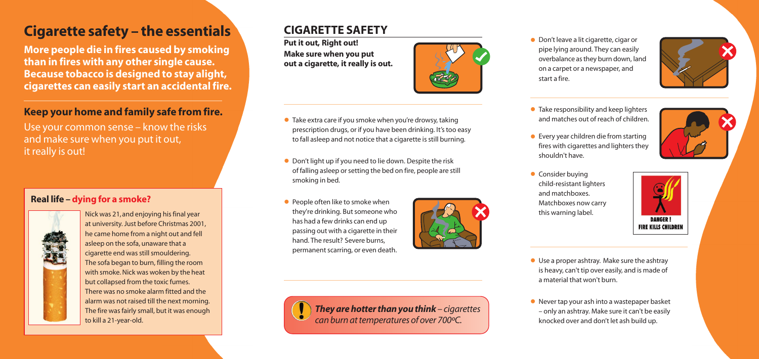# Cigarette safety – the essentials

**More people die in fires caused by smoking than in fires with any other single cause. Because tobacco is designed to stay alight, cigarettes can easily start an accidental fire.**

## Keep your home and family safe from fire.

Use your common sense – know the risks and make sure when you put it out, it really is out!

### Real life – dying for a smoke?

Nick was 21, and enjoying his final year at university. Just before Christmas 2001, he came home from a night out and fell asleep on the sofa, unaware that a cigarette end was still smouldering. The sofa began to burn, filling the room with smoke. Nick was woken by the heat but collapsed from the toxic fumes. There was no smoke alarm fitted and the alarm was not raised till the next morning. The fire was fairly small, but it was enough to kill a 21-year-old.

## CIGARETTE SAFETY

**Put it out, Right out!**
**Make sure when you put out a cigarette, it really is out.**

- Take extra care if you smoke when you're drowsy, taking prescription drugs, or if you have been drinking. It's too easy to fall asleep and not notice that a cigarette is still burning.
- Don't light up if you need to lie down. Despite the risk of falling asleep or setting the bed on fire, people are still smoking in bed.
- People often like to smoke when they're drinking. But someone who has had a few drinks can end up passing out with a cigarette in their hand. The result? Severe burns, permanent scarring, or even death.

***They are hotter than you think*** *– cigarettes can burn at temperatures of over 700ºC.*

- Don't leave a lit cigarette, cigar or pipe lying around. They can easily overbalance as they burn down, land on a carpet or a newspaper, and start a fire.

- Take responsibility and keep lighters and matches out of reach of children.
- Every year children die from starting fires with cigarettes and lighters they shouldn't have.
- Consider buying child-resistant lighters and matchboxes. Matchboxes now carry this warning label.

DANGER ! FIRE KILLS CHILDREN

- Use a proper ashtray. Make sure the ashtray is heavy, can't tip over easily, and is made of a material that won't burn.
- Never tap your ash into a wastepaper basket – only an ashtray. Make sure it can't be easily knocked over and don't let ash build up.